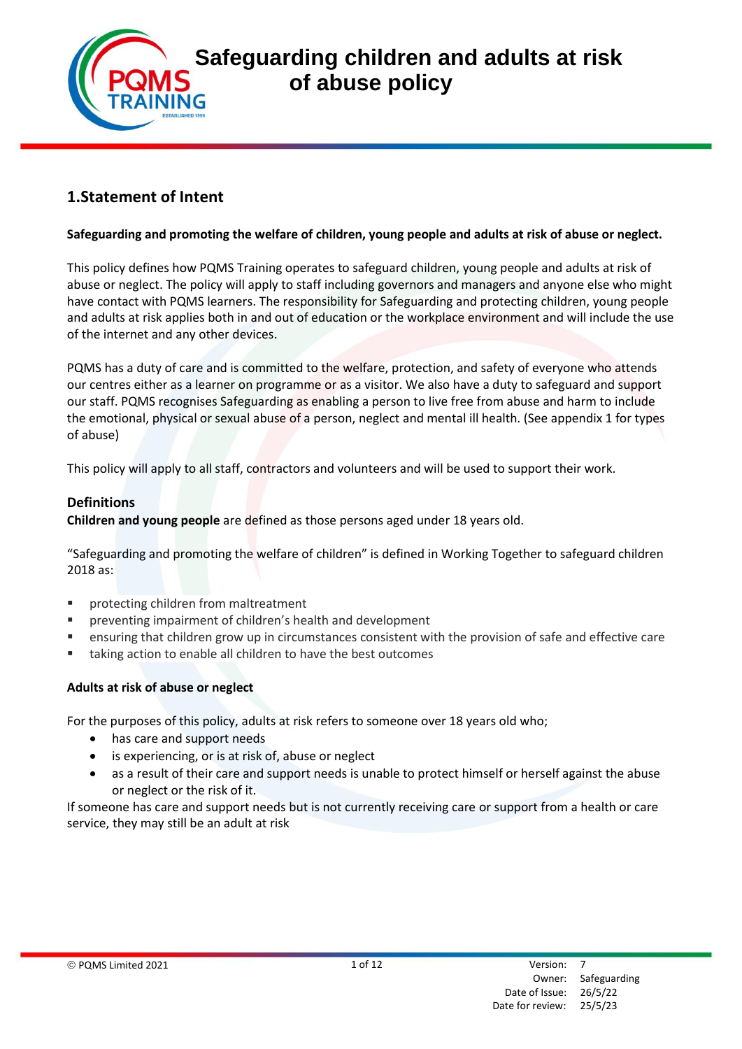# Safeguarding children and adults at risk of abuse policy

## 1.Statement of Intent

**Safeguarding and promoting the welfare of children, young people and adults at risk of abuse or neglect.**

This policy defines how PQMS Training operates to safeguard children, young people and adults at risk of abuse or neglect. The policy will apply to staff including governors and managers and anyone else who might have contact with PQMS learners. The responsibility for Safeguarding and protecting children, young people and adults at risk applies both in and out of education or the workplace environment and will include the use of the internet and any other devices.

PQMS has a duty of care and is committed to the welfare, protection, and safety of everyone who attends our centres either as a learner on programme or as a visitor. We also have a duty to safeguard and support our staff. PQMS recognises Safeguarding as enabling a person to live free from abuse and harm to include the emotional, physical or sexual abuse of a person, neglect and mental ill health. (See appendix 1 for types of abuse)

This policy will apply to all staff, contractors and volunteers and will be used to support their work.

### Definitions

**Children and young people** are defined as those persons aged under 18 years old.

"Safeguarding and promoting the welfare of children" is defined in Working Together to safeguard children 2018 as:

- protecting children from maltreatment
- preventing impairment of children's health and development
- ensuring that children grow up in circumstances consistent with the provision of safe and effective care
- taking action to enable all children to have the best outcomes

**Adults at risk of abuse or neglect**

For the purposes of this policy, adults at risk refers to someone over 18 years old who;

- has care and support needs
- is experiencing, or is at risk of, abuse or neglect
- as a result of their care and support needs is unable to protect himself or herself against the abuse or neglect or the risk of it.

If someone has care and support needs but is not currently receiving care or support from a health or care service, they may still be an adult at risk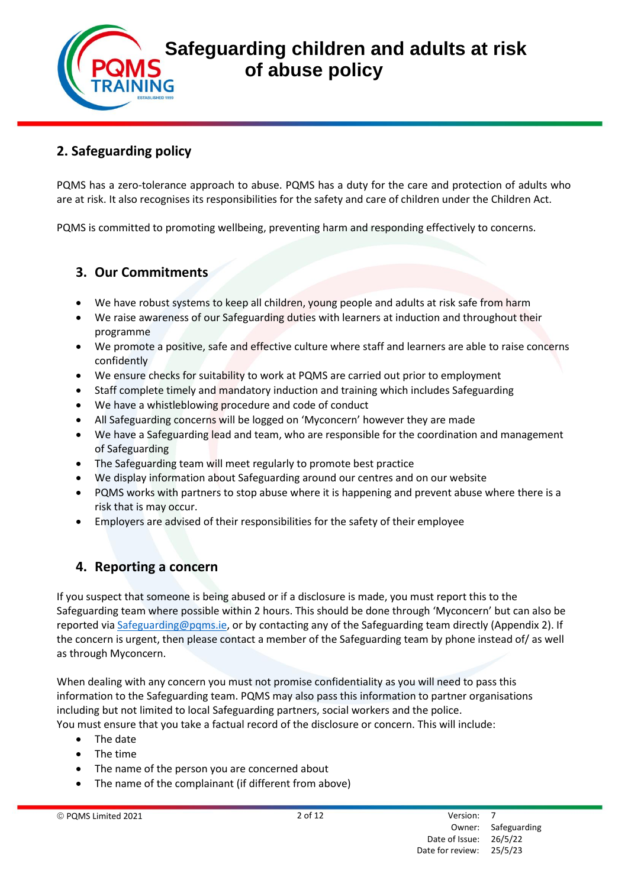## 2. Safeguarding policy

PQMS has a zero-tolerance approach to abuse. PQMS has a duty for the care and protection of adults who are at risk. It also recognises its responsibilities for the safety and care of children under the Children Act.

PQMS is committed to promoting wellbeing, preventing harm and responding effectively to concerns.

## 3. Our Commitments

- We have robust systems to keep all children, young people and adults at risk safe from harm
- We raise awareness of our Safeguarding duties with learners at induction and throughout their programme
- We promote a positive, safe and effective culture where staff and learners are able to raise concerns confidently
- We ensure checks for suitability to work at PQMS are carried out prior to employment
- Staff complete timely and mandatory induction and training which includes Safeguarding
- We have a whistleblowing procedure and code of conduct
- All Safeguarding concerns will be logged on 'Myconcern' however they are made
- We have a Safeguarding lead and team, who are responsible for the coordination and management of Safeguarding
- The Safeguarding team will meet regularly to promote best practice
- We display information about Safeguarding around our centres and on our website
- PQMS works with partners to stop abuse where it is happening and prevent abuse where there is a risk that is may occur.
- Employers are advised of their responsibilities for the safety of their employee

## 4. Reporting a concern

If you suspect that someone is being abused or if a disclosure is made, you must report this to the Safeguarding team where possible within 2 hours. This should be done through 'Myconcern' but can also be reported via Safeguarding@pqms.ie, or by contacting any of the Safeguarding team directly (Appendix 2). If the concern is urgent, then please contact a member of the Safeguarding team by phone instead of/ as well as through Myconcern.

When dealing with any concern you must not promise confidentiality as you will need to pass this information to the Safeguarding team. PQMS may also pass this information to partner organisations including but not limited to local Safeguarding partners, social workers and the police.
You must ensure that you take a factual record of the disclosure or concern. This will include:

- The date
- The time
- The name of the person you are concerned about
- The name of the complainant (if different from above)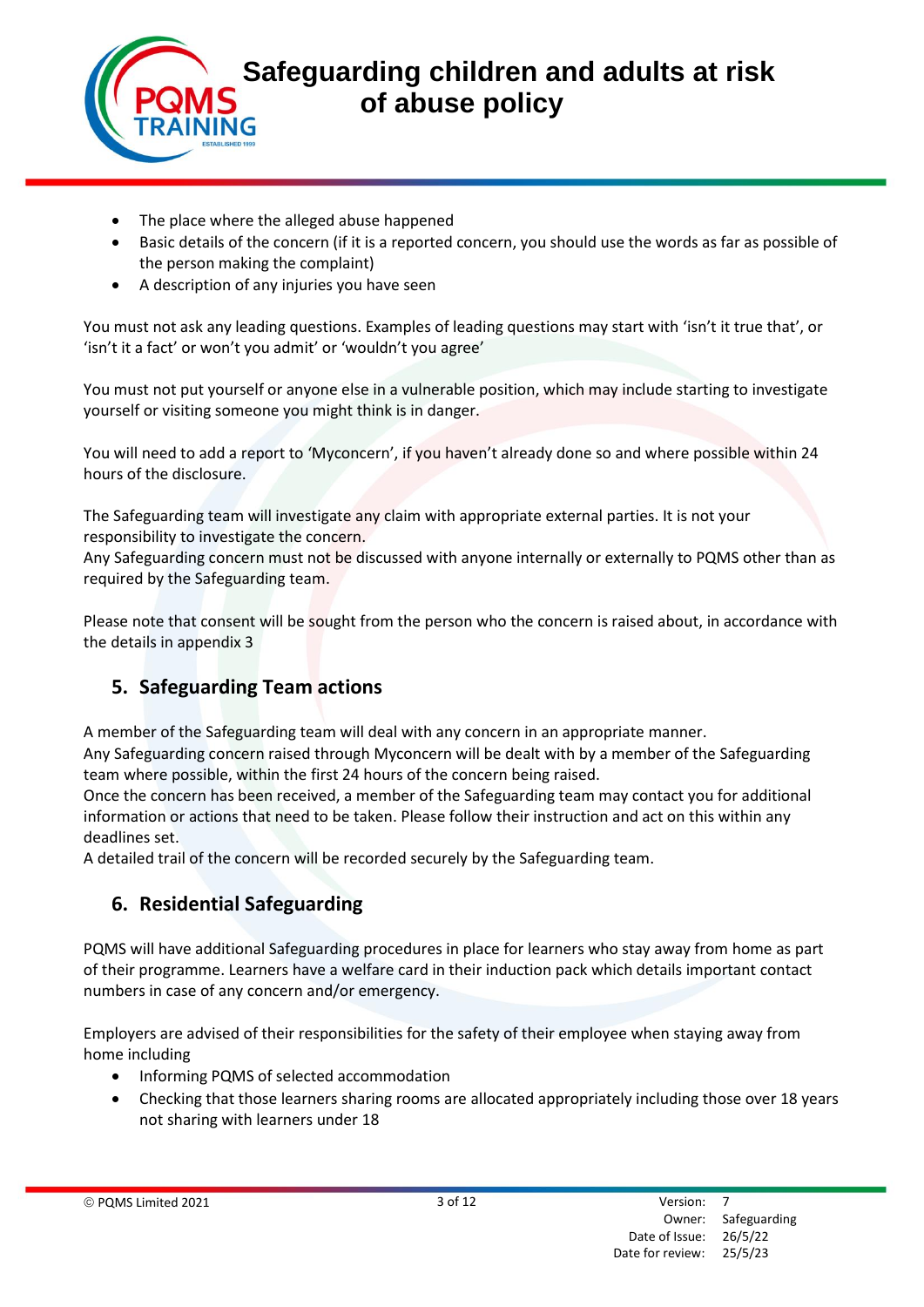- The place where the alleged abuse happened
- Basic details of the concern (if it is a reported concern, you should use the words as far as possible of the person making the complaint)
- A description of any injuries you have seen

You must not ask any leading questions. Examples of leading questions may start with 'isn't it true that', or 'isn't it a fact' or won't you admit' or 'wouldn't you agree'

You must not put yourself or anyone else in a vulnerable position, which may include starting to investigate yourself or visiting someone you might think is in danger.

You will need to add a report to 'Myconcern', if you haven't already done so and where possible within 24 hours of the disclosure.

The Safeguarding team will investigate any claim with appropriate external parties. It is not your responsibility to investigate the concern.
Any Safeguarding concern must not be discussed with anyone internally or externally to PQMS other than as required by the Safeguarding team.

Please note that consent will be sought from the person who the concern is raised about, in accordance with the details in appendix 3

## 5. Safeguarding Team actions

A member of the Safeguarding team will deal with any concern in an appropriate manner.
Any Safeguarding concern raised through Myconcern will be dealt with by a member of the Safeguarding team where possible, within the first 24 hours of the concern being raised.
Once the concern has been received, a member of the Safeguarding team may contact you for additional information or actions that need to be taken. Please follow their instruction and act on this within any deadlines set.
A detailed trail of the concern will be recorded securely by the Safeguarding team.

## 6. Residential Safeguarding

PQMS will have additional Safeguarding procedures in place for learners who stay away from home as part of their programme. Learners have a welfare card in their induction pack which details important contact numbers in case of any concern and/or emergency.

Employers are advised of their responsibilities for the safety of their employee when staying away from home including

- Informing PQMS of selected accommodation
- Checking that those learners sharing rooms are allocated appropriately including those over 18 years not sharing with learners under 18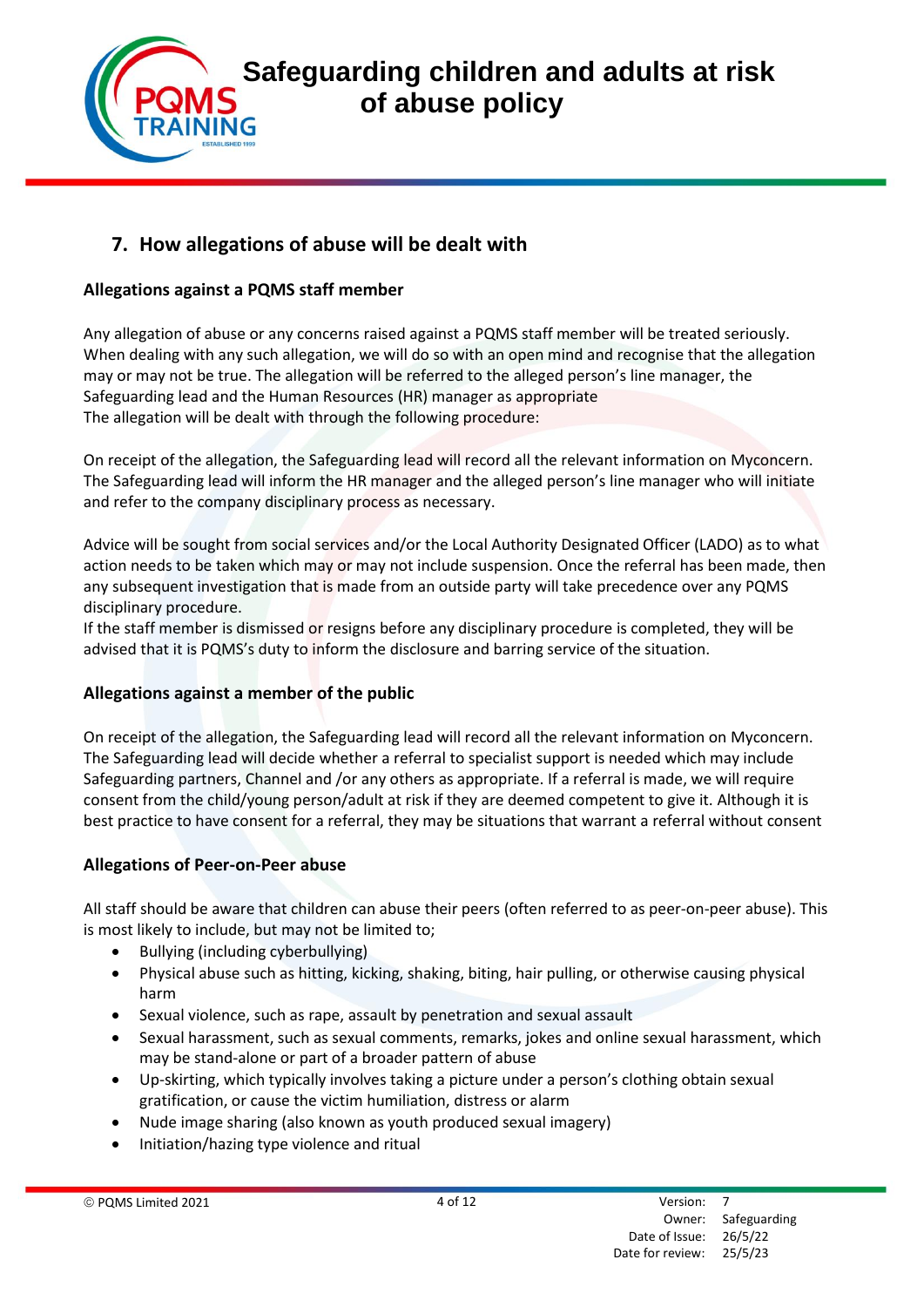## 7. How allegations of abuse will be dealt with

### Allegations against a PQMS staff member

Any allegation of abuse or any concerns raised against a PQMS staff member will be treated seriously. When dealing with any such allegation, we will do so with an open mind and recognise that the allegation may or may not be true. The allegation will be referred to the alleged person's line manager, the Safeguarding lead and the Human Resources (HR) manager as appropriate
The allegation will be dealt with through the following procedure:

On receipt of the allegation, the Safeguarding lead will record all the relevant information on Myconcern. The Safeguarding lead will inform the HR manager and the alleged person's line manager who will initiate and refer to the company disciplinary process as necessary.

Advice will be sought from social services and/or the Local Authority Designated Officer (LADO) as to what action needs to be taken which may or may not include suspension. Once the referral has been made, then any subsequent investigation that is made from an outside party will take precedence over any PQMS disciplinary procedure.
If the staff member is dismissed or resigns before any disciplinary procedure is completed, they will be advised that it is PQMS's duty to inform the disclosure and barring service of the situation.

### Allegations against a member of the public

On receipt of the allegation, the Safeguarding lead will record all the relevant information on Myconcern. The Safeguarding lead will decide whether a referral to specialist support is needed which may include Safeguarding partners, Channel and /or any others as appropriate. If a referral is made, we will require consent from the child/young person/adult at risk if they are deemed competent to give it. Although it is best practice to have consent for a referral, they may be situations that warrant a referral without consent

### Allegations of Peer-on-Peer abuse

All staff should be aware that children can abuse their peers (often referred to as peer-on-peer abuse). This is most likely to include, but may not be limited to;

- Bullying (including cyberbullying)
- Physical abuse such as hitting, kicking, shaking, biting, hair pulling, or otherwise causing physical harm
- Sexual violence, such as rape, assault by penetration and sexual assault
- Sexual harassment, such as sexual comments, remarks, jokes and online sexual harassment, which may be stand-alone or part of a broader pattern of abuse
- Up-skirting, which typically involves taking a picture under a person's clothing obtain sexual gratification, or cause the victim humiliation, distress or alarm
- Nude image sharing (also known as youth produced sexual imagery)
- Initiation/hazing type violence and ritual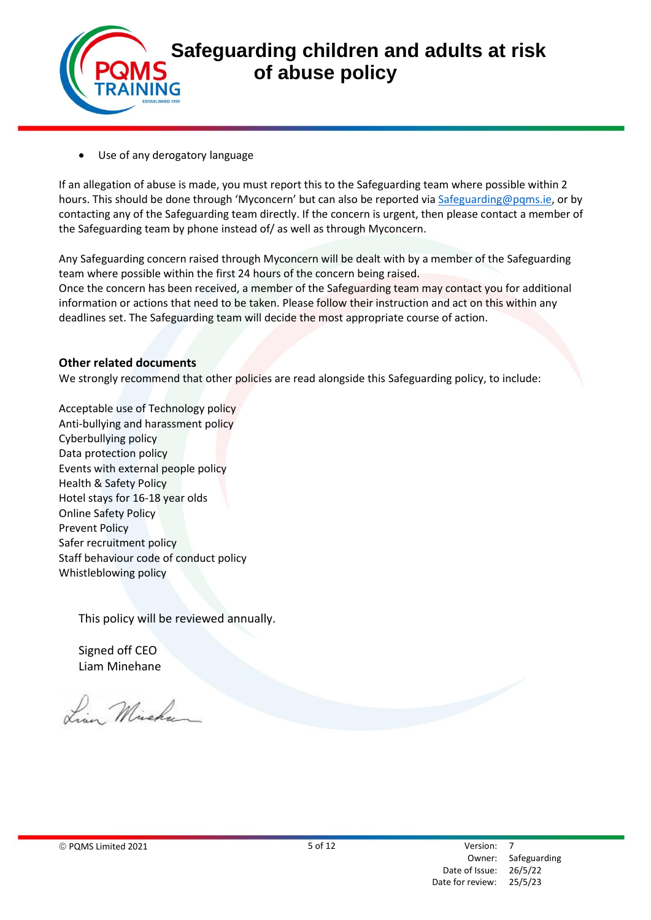- Use of any derogatory language

If an allegation of abuse is made, you must report this to the Safeguarding team where possible within 2 hours. This should be done through 'Myconcern' but can also be reported via Safeguarding@pqms.ie, or by contacting any of the Safeguarding team directly. If the concern is urgent, then please contact a member of the Safeguarding team by phone instead of/ as well as through Myconcern.

Any Safeguarding concern raised through Myconcern will be dealt with by a member of the Safeguarding team where possible within the first 24 hours of the concern being raised.
Once the concern has been received, a member of the Safeguarding team may contact you for additional information or actions that need to be taken. Please follow their instruction and act on this within any deadlines set. The Safeguarding team will decide the most appropriate course of action.

**Other related documents**
We strongly recommend that other policies are read alongside this Safeguarding policy, to include:

Acceptable use of Technology policy
Anti-bullying and harassment policy
Cyberbullying policy
Data protection policy
Events with external people policy
Health & Safety Policy
Hotel stays for 16-18 year olds
Online Safety Policy
Prevent Policy
Safer recruitment policy
Staff behaviour code of conduct policy
Whistleblowing policy

This policy will be reviewed annually.

Signed off CEO
Liam Minehane

Version: 7
Owner: Safeguarding
Date of Issue: 26/5/22
Date for review: 25/5/23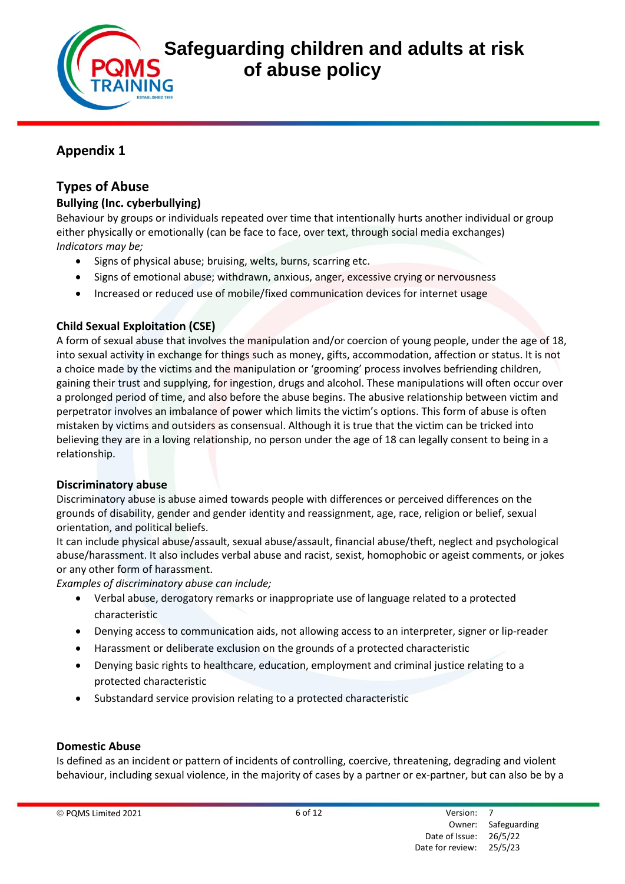## Appendix 1

## Types of Abuse

### Bullying (Inc. cyberbullying)

Behaviour by groups or individuals repeated over time that intentionally hurts another individual or group either physically or emotionally (can be face to face, over text, through social media exchanges)

*Indicators may be;*

- Signs of physical abuse; bruising, welts, burns, scarring etc.
- Signs of emotional abuse; withdrawn, anxious, anger, excessive crying or nervousness
- Increased or reduced use of mobile/fixed communication devices for internet usage

### Child Sexual Exploitation (CSE)

A form of sexual abuse that involves the manipulation and/or coercion of young people, under the age of 18, into sexual activity in exchange for things such as money, gifts, accommodation, affection or status. It is not a choice made by the victims and the manipulation or 'grooming' process involves befriending children, gaining their trust and supplying, for ingestion, drugs and alcohol. These manipulations will often occur over a prolonged period of time, and also before the abuse begins. The abusive relationship between victim and perpetrator involves an imbalance of power which limits the victim's options. This form of abuse is often mistaken by victims and outsiders as consensual. Although it is true that the victim can be tricked into believing they are in a loving relationship, no person under the age of 18 can legally consent to being in a relationship.

### Discriminatory abuse

Discriminatory abuse is abuse aimed towards people with differences or perceived differences on the grounds of disability, gender and gender identity and reassignment, age, race, religion or belief, sexual orientation, and political beliefs.

It can include physical abuse/assault, sexual abuse/assault, financial abuse/theft, neglect and psychological abuse/harassment. It also includes verbal abuse and racist, sexist, homophobic or ageist comments, or jokes or any other form of harassment.

*Examples of discriminatory abuse can include;*

- Verbal abuse, derogatory remarks or inappropriate use of language related to a protected characteristic
- Denying access to communication aids, not allowing access to an interpreter, signer or lip-reader
- Harassment or deliberate exclusion on the grounds of a protected characteristic
- Denying basic rights to healthcare, education, employment and criminal justice relating to a protected characteristic
- Substandard service provision relating to a protected characteristic

### Domestic Abuse

Is defined as an incident or pattern of incidents of controlling, coercive, threatening, degrading and violent behaviour, including sexual violence, in the majority of cases by a partner or ex-partner, but can also be by a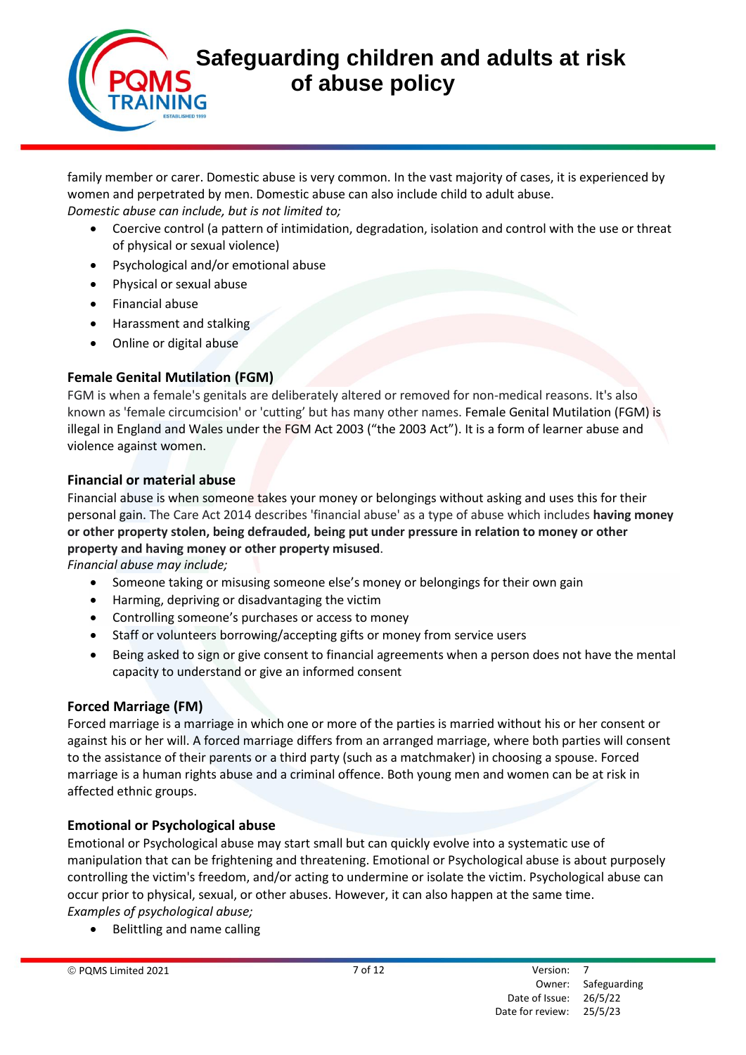family member or carer. Domestic abuse is very common. In the vast majority of cases, it is experienced by women and perpetrated by men. Domestic abuse can also include child to adult abuse.
*Domestic abuse can include, but is not limited to;*

- Coercive control (a pattern of intimidation, degradation, isolation and control with the use or threat of physical or sexual violence)
- Psychological and/or emotional abuse
- Physical or sexual abuse
- Financial abuse
- Harassment and stalking
- Online or digital abuse

### Female Genital Mutilation (FGM)

FGM is when a female's genitals are deliberately altered or removed for non-medical reasons. It's also known as 'female circumcision' or 'cutting' but has many other names. Female Genital Mutilation (FGM) is illegal in England and Wales under the FGM Act 2003 ("the 2003 Act"). It is a form of learner abuse and violence against women.

### Financial or material abuse

Financial abuse is when someone takes your money or belongings without asking and uses this for their personal gain. The Care Act 2014 describes 'financial abuse' as a type of abuse which includes **having money or other property stolen, being defrauded, being put under pressure in relation to money or other property and having money or other property misused**.
*Financial abuse may include;*

- Someone taking or misusing someone else's money or belongings for their own gain
- Harming, depriving or disadvantaging the victim
- Controlling someone's purchases or access to money
- Staff or volunteers borrowing/accepting gifts or money from service users
- Being asked to sign or give consent to financial agreements when a person does not have the mental capacity to understand or give an informed consent

### Forced Marriage (FM)

Forced marriage is a marriage in which one or more of the parties is married without his or her consent or against his or her will. A forced marriage differs from an arranged marriage, where both parties will consent to the assistance of their parents or a third party (such as a matchmaker) in choosing a spouse. Forced marriage is a human rights abuse and a criminal offence. Both young men and women can be at risk in affected ethnic groups.

### Emotional or Psychological abuse

Emotional or Psychological abuse may start small but can quickly evolve into a systematic use of manipulation that can be frightening and threatening. Emotional or Psychological abuse is about purposely controlling the victim's freedom, and/or acting to undermine or isolate the victim. Psychological abuse can occur prior to physical, sexual, or other abuses. However, it can also happen at the same time.
*Examples of psychological abuse;*

- Belittling and name calling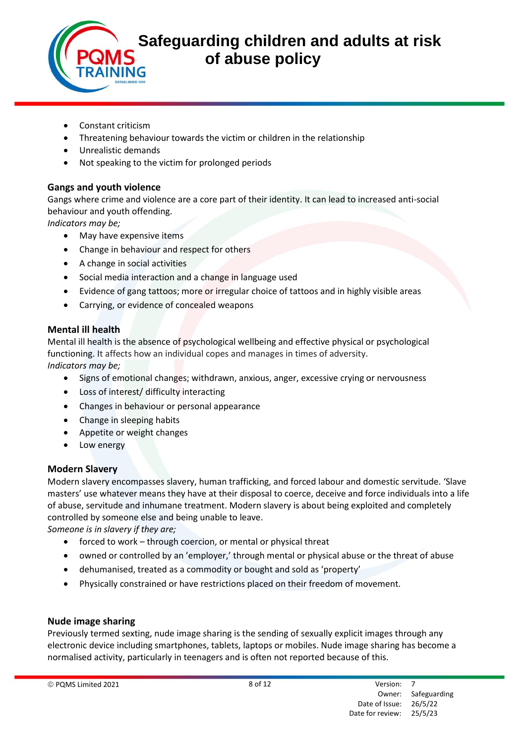- Constant criticism
- Threatening behaviour towards the victim or children in the relationship
- Unrealistic demands
- Not speaking to the victim for prolonged periods

### Gangs and youth violence

Gangs where crime and violence are a core part of their identity. It can lead to increased anti-social behaviour and youth offending.

*Indicators may be;*

- May have expensive items
- Change in behaviour and respect for others
- A change in social activities
- Social media interaction and a change in language used
- Evidence of gang tattoos; more or irregular choice of tattoos and in highly visible areas
- Carrying, or evidence of concealed weapons

### Mental ill health

Mental ill health is the absence of psychological wellbeing and effective physical or psychological functioning. It affects how an individual copes and manages in times of adversity.

*Indicators may be;*

- Signs of emotional changes; withdrawn, anxious, anger, excessive crying or nervousness
- Loss of interest/ difficulty interacting
- Changes in behaviour or personal appearance
- Change in sleeping habits
- Appetite or weight changes
- Low energy

### Modern Slavery

Modern slavery encompasses slavery, human trafficking, and forced labour and domestic servitude. 'Slave masters' use whatever means they have at their disposal to coerce, deceive and force individuals into a life of abuse, servitude and inhumane treatment. Modern slavery is about being exploited and completely controlled by someone else and being unable to leave.

*Someone is in slavery if they are;*

- forced to work – through coercion, or mental or physical threat
- owned or controlled by an 'employer,' through mental or physical abuse or the threat of abuse
- dehumanised, treated as a commodity or bought and sold as 'property'
- Physically constrained or have restrictions placed on their freedom of movement.

### Nude image sharing

Previously termed sexting, nude image sharing is the sending of sexually explicit images through any electronic device including smartphones, tablets, laptops or mobiles. Nude image sharing has become a normalised activity, particularly in teenagers and is often not reported because of this.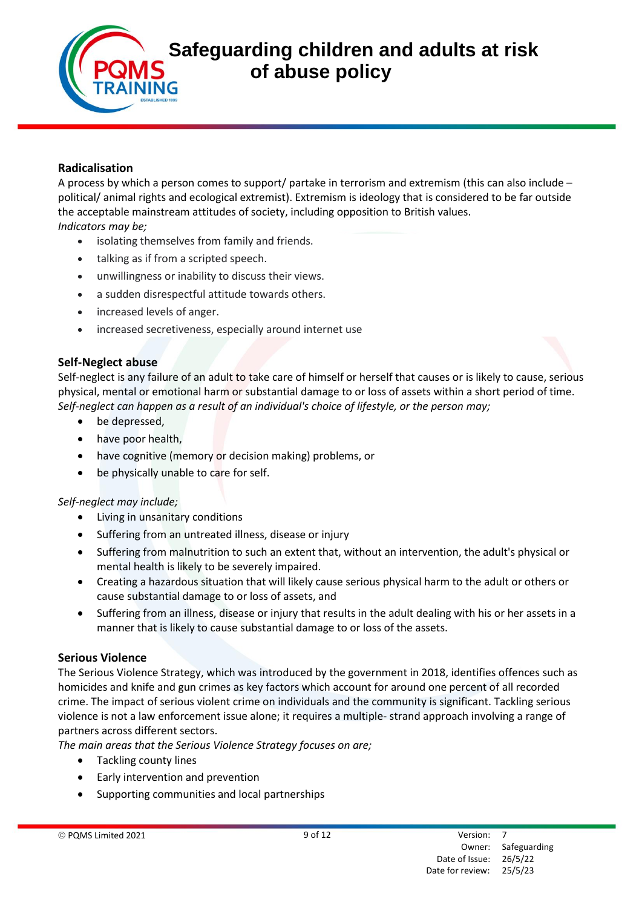### Radicalisation

A process by which a person comes to support/ partake in terrorism and extremism (this can also include – political/ animal rights and ecological extremist). Extremism is ideology that is considered to be far outside the acceptable mainstream attitudes of society, including opposition to British values.

*Indicators may be;*

- isolating themselves from family and friends.
- talking as if from a scripted speech.
- unwillingness or inability to discuss their views.
- a sudden disrespectful attitude towards others.
- increased levels of anger.
- increased secretiveness, especially around internet use

### Self-Neglect abuse

Self-neglect is any failure of an adult to take care of himself or herself that causes or is likely to cause, serious physical, mental or emotional harm or substantial damage to or loss of assets within a short period of time.

*Self-neglect can happen as a result of an individual's choice of lifestyle, or the person may;*

- be depressed,
- have poor health,
- have cognitive (memory or decision making) problems, or
- be physically unable to care for self.

*Self-neglect may include;*

- Living in unsanitary conditions
- Suffering from an untreated illness, disease or injury
- Suffering from malnutrition to such an extent that, without an intervention, the adult's physical or mental health is likely to be severely impaired.
- Creating a hazardous situation that will likely cause serious physical harm to the adult or others or cause substantial damage to or loss of assets, and
- Suffering from an illness, disease or injury that results in the adult dealing with his or her assets in a manner that is likely to cause substantial damage to or loss of the assets.

### Serious Violence

The Serious Violence Strategy, which was introduced by the government in 2018, identifies offences such as homicides and knife and gun crimes as key factors which account for around one percent of all recorded crime. The impact of serious violent crime on individuals and the community is significant. Tackling serious violence is not a law enforcement issue alone; it requires a multiple- strand approach involving a range of partners across different sectors.

*The main areas that the Serious Violence Strategy focuses on are;*

- Tackling county lines
- Early intervention and prevention
- Supporting communities and local partnerships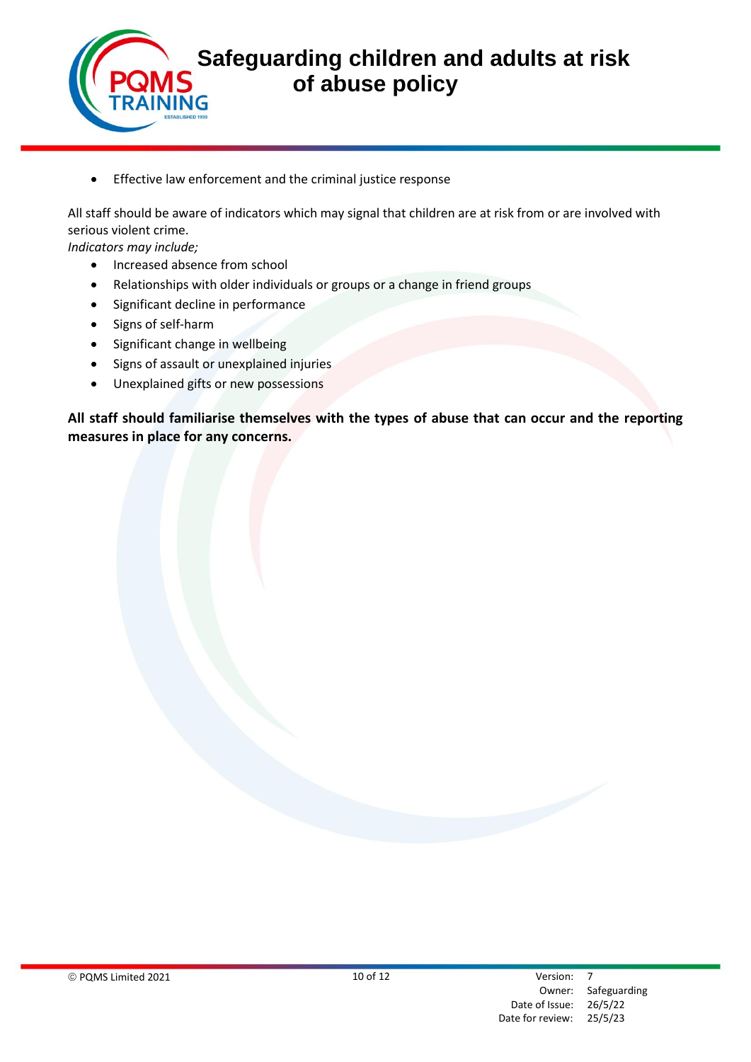- Effective law enforcement and the criminal justice response

All staff should be aware of indicators which may signal that children are at risk from or are involved with serious violent crime.
*Indicators may include;*

- Increased absence from school
- Relationships with older individuals or groups or a change in friend groups
- Significant decline in performance
- Signs of self-harm
- Significant change in wellbeing
- Signs of assault or unexplained injuries
- Unexplained gifts or new possessions

**All staff should familiarise themselves with the types of abuse that can occur and the reporting measures in place for any concerns.**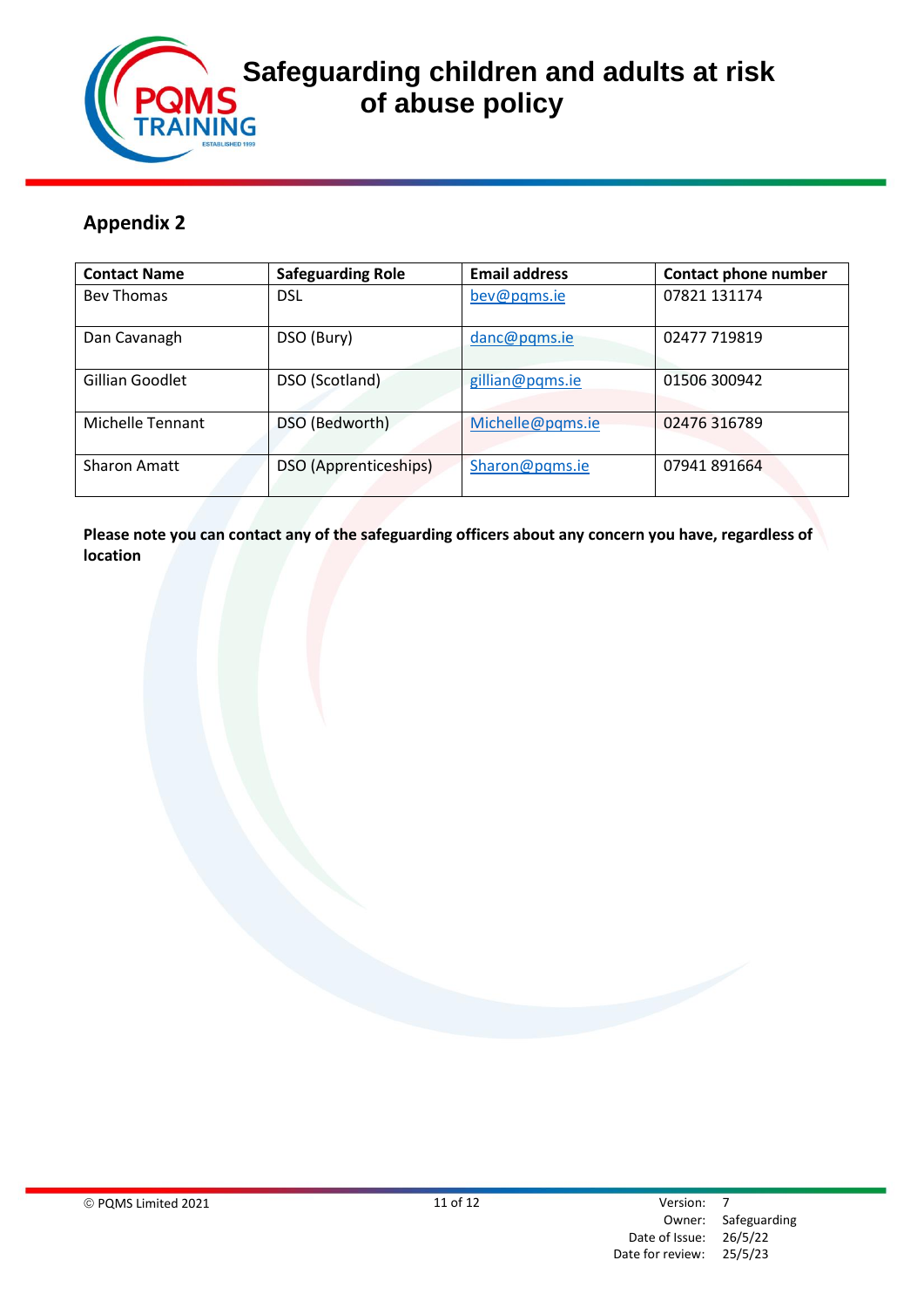## Appendix 2

| Contact Name | Safeguarding Role | Email address | Contact phone number |
|---|---|---|---|
| Bev Thomas | DSL | bev@pqms.ie | 07821 131174 |
| Dan Cavanagh | DSO (Bury) | danc@pqms.ie | 02477 719819 |
| Gillian Goodlet | DSO (Scotland) | gillian@pqms.ie | 01506 300942 |
| Michelle Tennant | DSO (Bedworth) | Michelle@pqms.ie | 02476 316789 |
| Sharon Amatt | DSO (Apprenticeships) | Sharon@pqms.ie | 07941 891664 |

**Please note you can contact any of the safeguarding officers about any concern you have, regardless of location**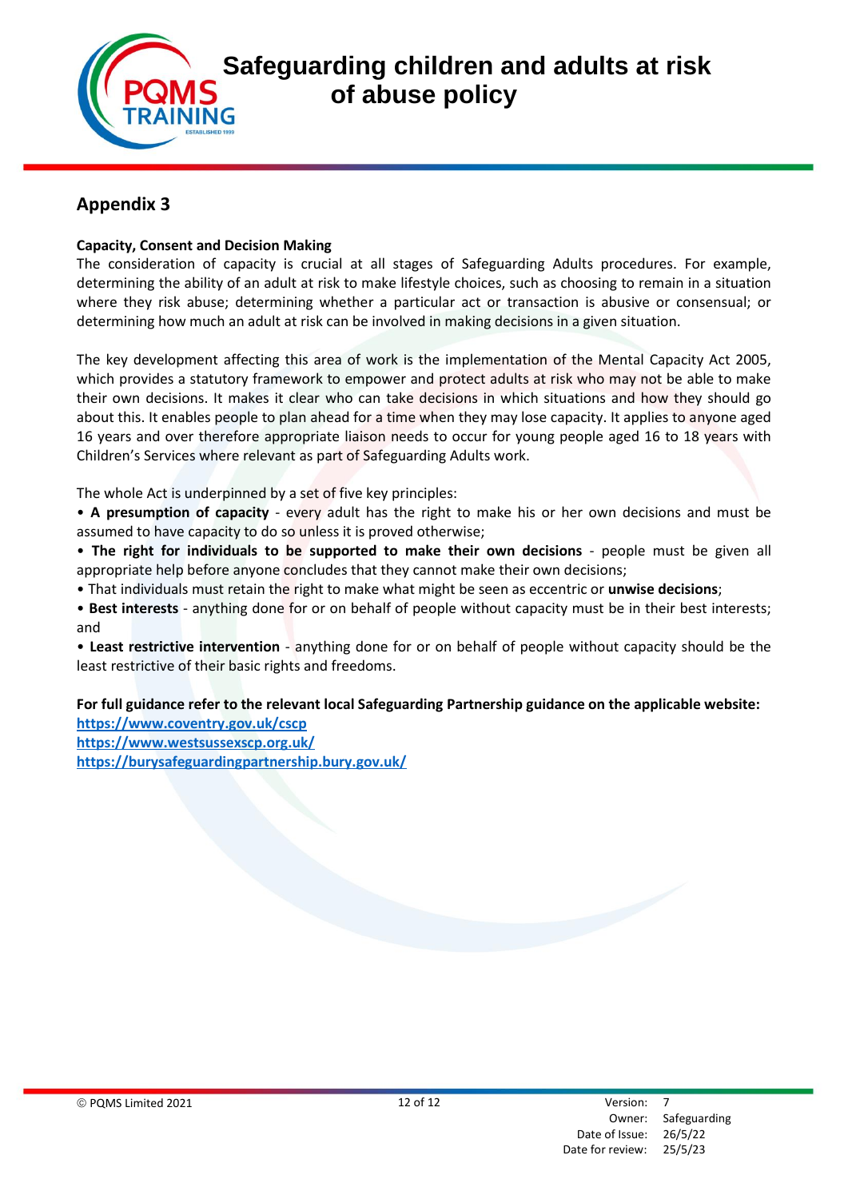## Appendix 3

**Capacity, Consent and Decision Making**

The consideration of capacity is crucial at all stages of Safeguarding Adults procedures. For example, determining the ability of an adult at risk to make lifestyle choices, such as choosing to remain in a situation where they risk abuse; determining whether a particular act or transaction is abusive or consensual; or determining how much an adult at risk can be involved in making decisions in a given situation.

The key development affecting this area of work is the implementation of the Mental Capacity Act 2005, which provides a statutory framework to empower and protect adults at risk who may not be able to make their own decisions. It makes it clear who can take decisions in which situations and how they should go about this. It enables people to plan ahead for a time when they may lose capacity. It applies to anyone aged 16 years and over therefore appropriate liaison needs to occur for young people aged 16 to 18 years with Children's Services where relevant as part of Safeguarding Adults work.

The whole Act is underpinned by a set of five key principles:

- **A presumption of capacity** - every adult has the right to make his or her own decisions and must be assumed to have capacity to do so unless it is proved otherwise;
- **The right for individuals to be supported to make their own decisions** - people must be given all appropriate help before anyone concludes that they cannot make their own decisions;
- That individuals must retain the right to make what might be seen as eccentric or **unwise decisions**;
- **Best interests** - anything done for or on behalf of people without capacity must be in their best interests; and
- **Least restrictive intervention** - anything done for or on behalf of people without capacity should be the least restrictive of their basic rights and freedoms.

**For full guidance refer to the relevant local Safeguarding Partnership guidance on the applicable website:**

https://www.coventry.gov.uk/cscp
https://www.westsussexscp.org.uk/
https://burysafeguardingpartnership.bury.gov.uk/